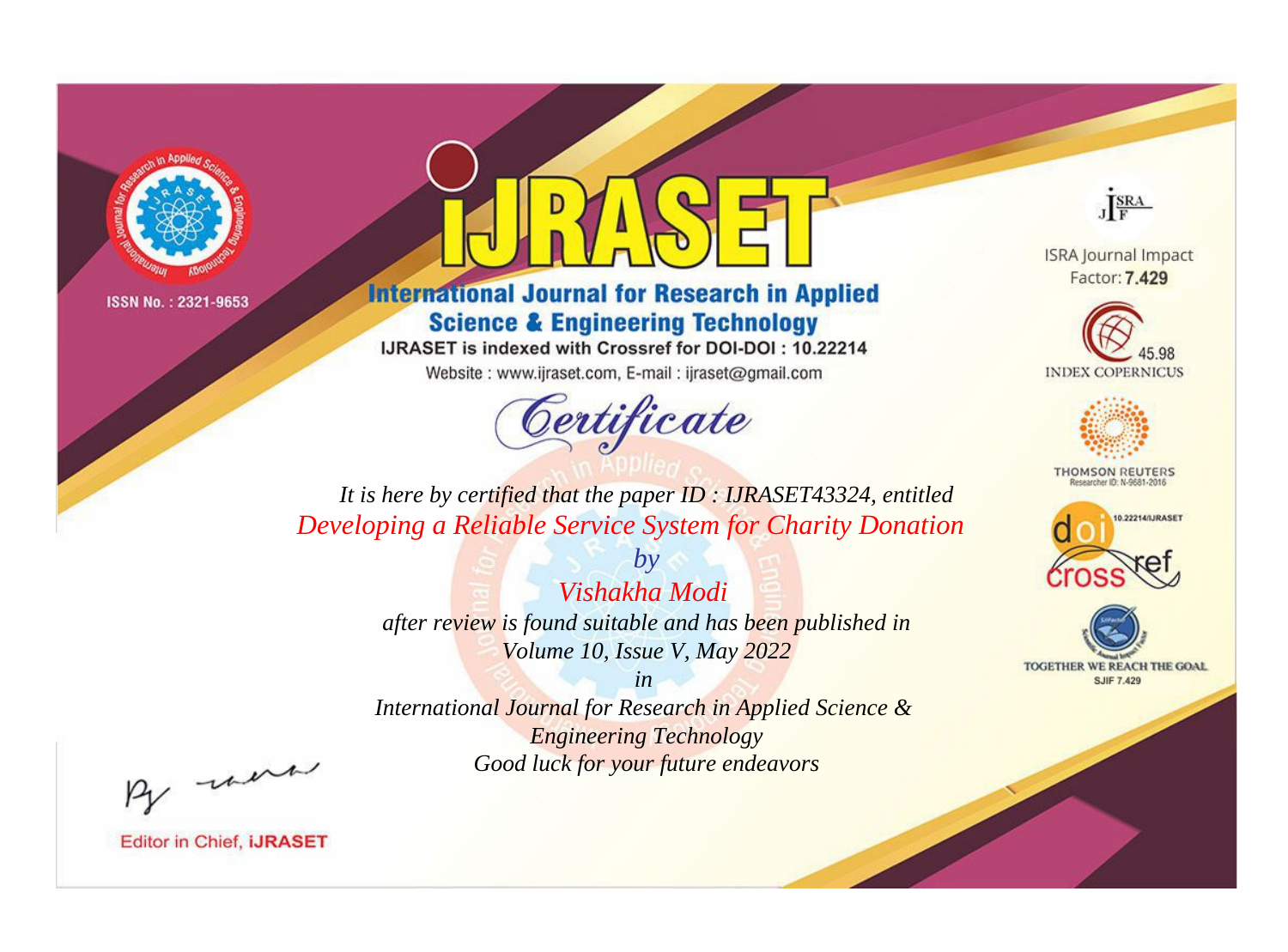ISSN No. : 2321-9653

# iJRASET

## International Journal for Research in Applied Science & Engineering Technology

IJRASET is indexed with Crossref for DOI-DOI : 10.22214

Website : www.ijraset.com, E-mail : ijraset@gmail.com

ISRA Journal Impact Factor: **7.429**

45.98 INDEX COPERNICUS

THOMSON REUTERS Researcher ID: N-9681-2016

10.22214/IJRASET

TOGETHER WE REACH THE GOAL SJIF 7.429

## *Certificate*

*It is here by certified that the paper ID : IJRASET43324, entitled*

*Developing a Reliable Service System for Charity Donation*

*by*

*Vishakha Modi*

*after review is found suitable and has been published in*

*Volume 10, Issue V, May 2022*

*in*

*International Journal for Research in Applied Science & Engineering Technology*

*Good luck for your future endeavors*

Editor in Chief, **iJRASET**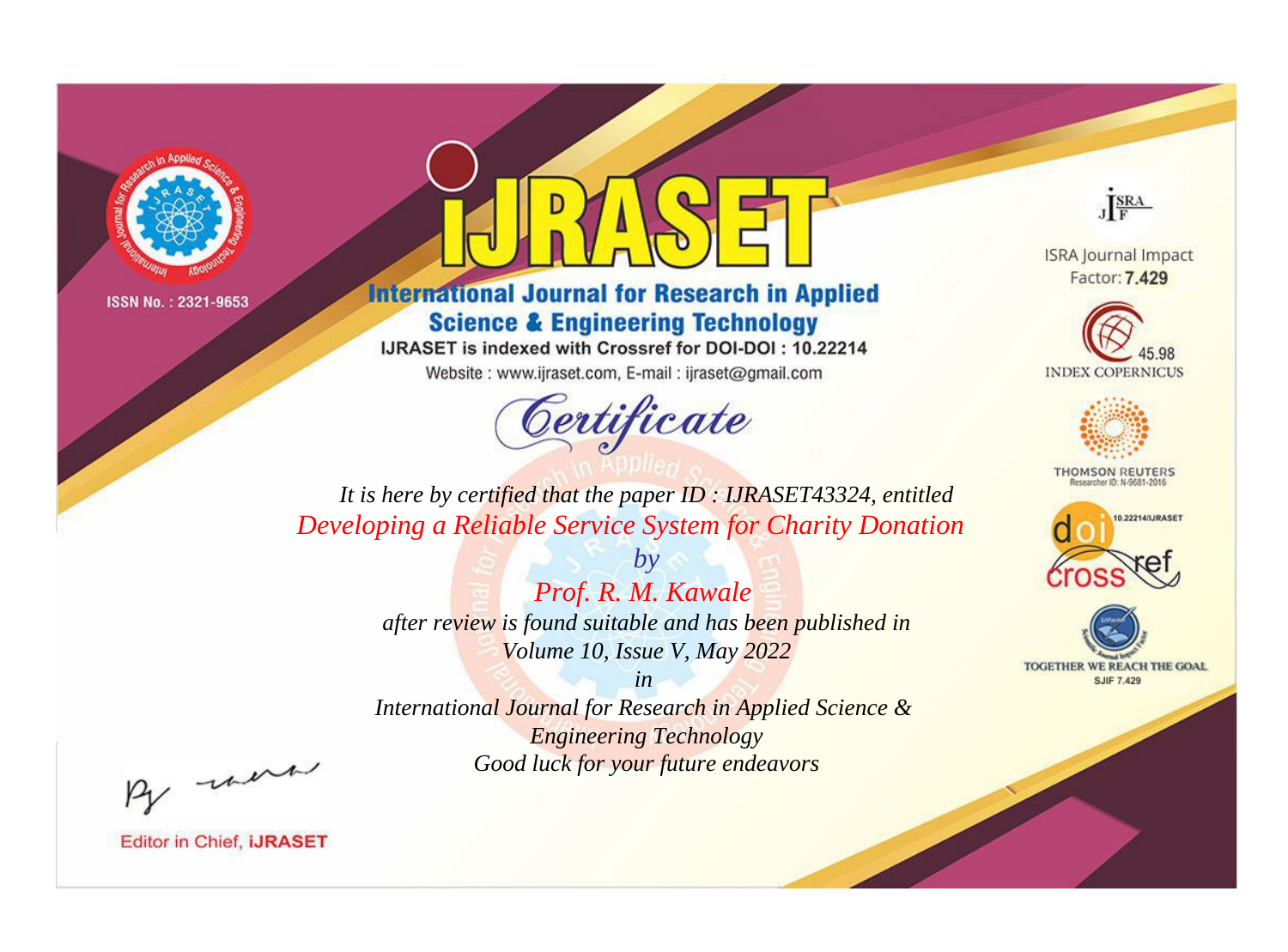ISSN No. : 2321-9653

# iJRASET

## International Journal for Research in Applied Science & Engineering Technology

IJRASET is indexed with Crossref for DOI-DOI : 10.22214

Website : www.ijraset.com, E-mail : ijraset@gmail.com

ISRA Journal Impact Factor: **7.429**

45.98 INDEX COPERNICUS

THOMSON REUTERS Researcher ID: N-9681-2016

10.22214/IJRASET

TOGETHER WE REACH THE GOAL SJIF 7.429

## *Certificate*

*It is here by certified that the paper ID : IJRASET43324, entitled*

*Developing a Reliable Service System for Charity Donation*

*by*

*Prof. R. M. Kawale*

*after review is found suitable and has been published in*

*Volume 10, Issue V, May 2022*

*in*

*International Journal for Research in Applied Science & Engineering Technology*

*Good luck for your future endeavors*

Editor in Chief, **iJRASET**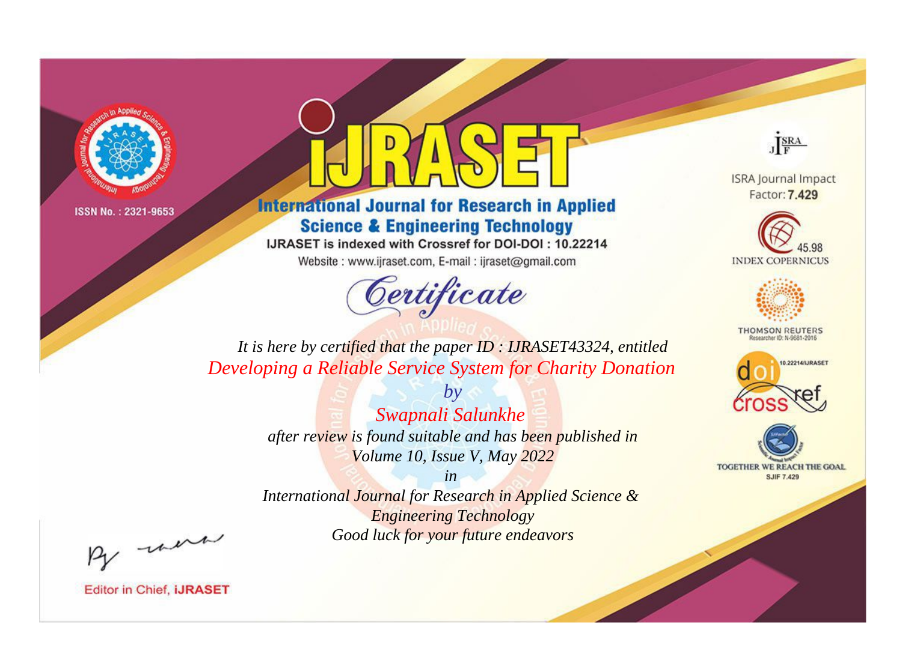ISSN No. : 2321-9653

# iJRASET

## International Journal for Research in Applied Science & Engineering Technology

IJRASET is indexed with Crossref for DOI-DOI : 10.22214

Website : www.ijraset.com, E-mail : ijraset@gmail.com

ISRA Journal Impact Factor: **7.429**

45.98 INDEX COPERNICUS

THOMSON REUTERS Researcher ID: N-9681-2016

10.22214/IJRASET

TOGETHER WE REACH THE GOAL SJIF 7.429

# *Certificate*

*It is here by certified that the paper ID : IJRASET43324, entitled*

*Developing a Reliable Service System for Charity Donation*

*by*

*Swapnali Salunkhe*

*after review is found suitable and has been published in*

*Volume 10, Issue V, May 2022*

*in*

*International Journal for Research in Applied Science & Engineering Technology*

*Good luck for your future endeavors*

Editor in Chief, **iJRASET**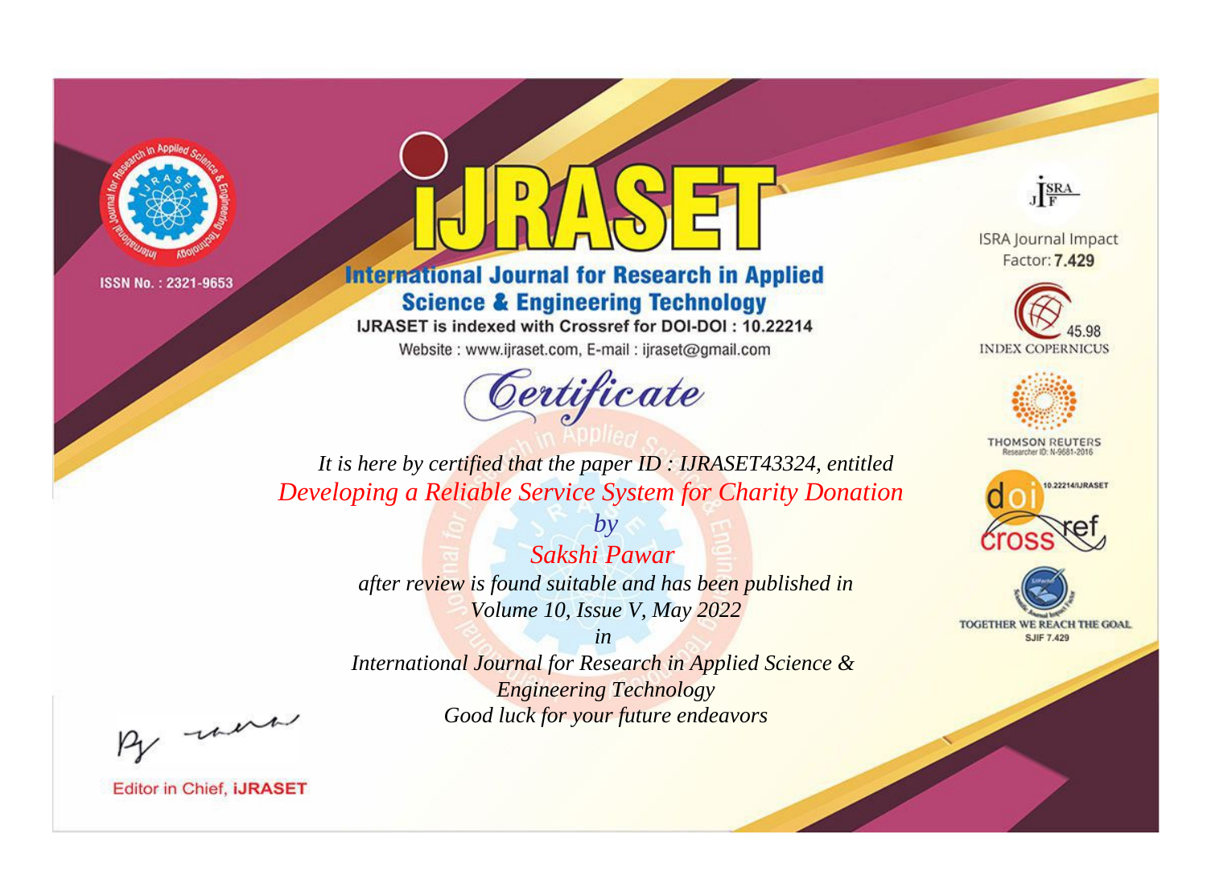ISSN No. : 2321-9653

# iJRASET

## International Journal for Research in Applied Science & Engineering Technology

IJRASET is indexed with Crossref for DOI-DOI : 10.22214

Website : www.ijraset.com, E-mail : ijraset@gmail.com

*Certificate*

*It is here by certified that the paper ID : IJRASET43324, entitled*

*Developing a Reliable Service System for Charity Donation*

*by*

*Sakshi Pawar*

*after review is found suitable and has been published in*

*Volume 10, Issue V, May 2022*

*in*

*International Journal for Research in Applied Science & Engineering Technology*

*Good luck for your future endeavors*

ISRA Journal Impact Factor: **7.429**

45.98 INDEX COPERNICUS

THOMSON REUTERS Researcher ID: N-9681-2016

10.22214/IJRASET

TOGETHER WE REACH THE GOAL SJIF 7.429

Editor in Chief, **iJRASET**